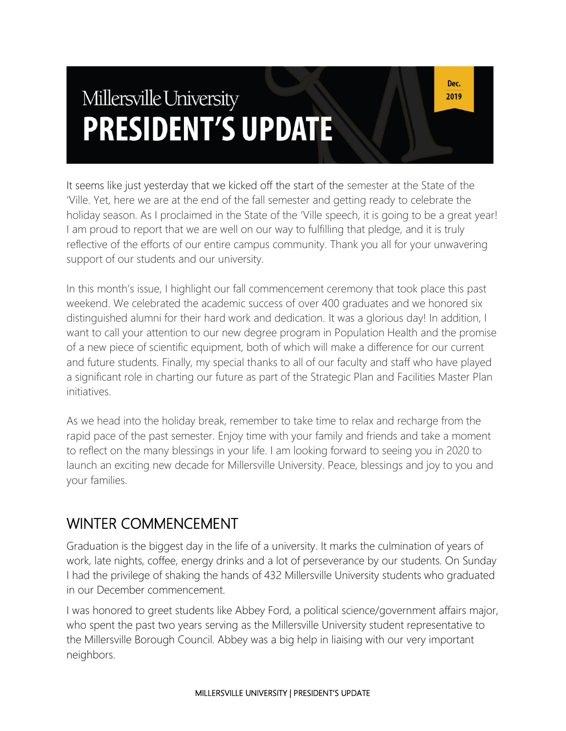Millersville University

# PRESIDENT'S UPDATE

Dec. 2019

It seems like just yesterday that we kicked off the start of the semester at the State of the 'Ville. Yet, here we are at the end of the fall semester and getting ready to celebrate the holiday season. As I proclaimed in the State of the 'Ville speech, it is going to be a great year! I am proud to report that we are well on our way to fulfilling that pledge, and it is truly reflective of the efforts of our entire campus community. Thank you all for your unwavering support of our students and our university.

In this month's issue, I highlight our fall commencement ceremony that took place this past weekend. We celebrated the academic success of over 400 graduates and we honored six distinguished alumni for their hard work and dedication. It was a glorious day! In addition, I want to call your attention to our new degree program in Population Health and the promise of a new piece of scientific equipment, both of which will make a difference for our current and future students. Finally, my special thanks to all of our faculty and staff who have played a significant role in charting our future as part of the Strategic Plan and Facilities Master Plan initiatives.

As we head into the holiday break, remember to take time to relax and recharge from the rapid pace of the past semester. Enjoy time with your family and friends and take a moment to reflect on the many blessings in your life. I am looking forward to seeing you in 2020 to launch an exciting new decade for Millersville University. Peace, blessings and joy to you and your families.

## WINTER COMMENCEMENT

Graduation is the biggest day in the life of a university. It marks the culmination of years of work, late nights, coffee, energy drinks and a lot of perseverance by our students. On Sunday I had the privilege of shaking the hands of 432 Millersville University students who graduated in our December commencement.

I was honored to greet students like Abbey Ford, a political science/government affairs major, who spent the past two years serving as the Millersville University student representative to the Millersville Borough Council. Abbey was a big help in liaising with our very important neighbors.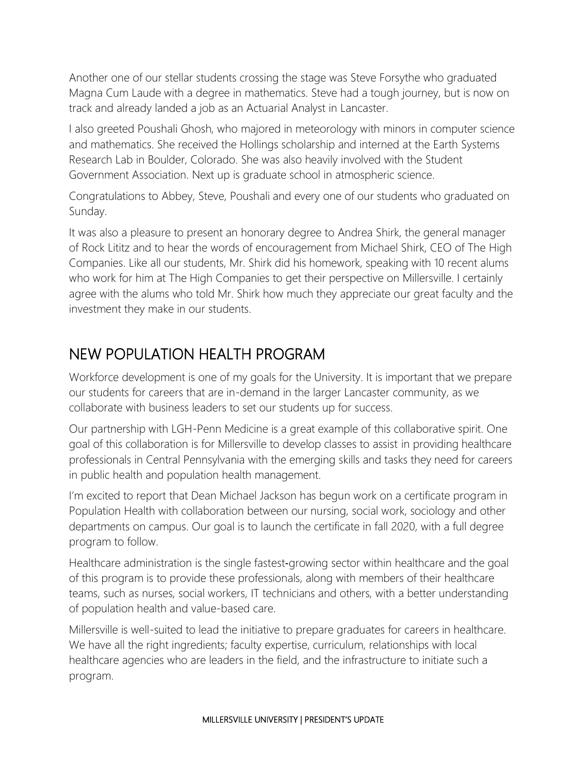Another one of our stellar students crossing the stage was Steve Forsythe who graduated Magna Cum Laude with a degree in mathematics. Steve had a tough journey, but is now on track and already landed a job as an Actuarial Analyst in Lancaster.

I also greeted Poushali Ghosh, who majored in meteorology with minors in computer science and mathematics. She received the Hollings scholarship and interned at the Earth Systems Research Lab in Boulder, Colorado. She was also heavily involved with the Student Government Association. Next up is graduate school in atmospheric science.

Congratulations to Abbey, Steve, Poushali and every one of our students who graduated on Sunday.

It was also a pleasure to present an honorary degree to Andrea Shirk, the general manager of Rock Lititz and to hear the words of encouragement from Michael Shirk, CEO of The High Companies. Like all our students, Mr. Shirk did his homework, speaking with 10 recent alums who work for him at The High Companies to get their perspective on Millersville. I certainly agree with the alums who told Mr. Shirk how much they appreciate our great faculty and the investment they make in our students.

## NEW POPULATION HEALTH PROGRAM

Workforce development is one of my goals for the University. It is important that we prepare our students for careers that are in-demand in the larger Lancaster community, as we collaborate with business leaders to set our students up for success.

Our partnership with LGH-Penn Medicine is a great example of this collaborative spirit. One goal of this collaboration is for Millersville to develop classes to assist in providing healthcare professionals in Central Pennsylvania with the emerging skills and tasks they need for careers in public health and population health management.

I'm excited to report that Dean Michael Jackson has begun work on a certificate program in Population Health with collaboration between our nursing, social work, sociology and other departments on campus. Our goal is to launch the certificate in fall 2020, with a full degree program to follow.

Healthcare administration is the single fastest-growing sector within healthcare and the goal of this program is to provide these professionals, along with members of their healthcare teams, such as nurses, social workers, IT technicians and others, with a better understanding of population health and value-based care.

Millersville is well-suited to lead the initiative to prepare graduates for careers in healthcare. We have all the right ingredients; faculty expertise, curriculum, relationships with local healthcare agencies who are leaders in the field, and the infrastructure to initiate such a program.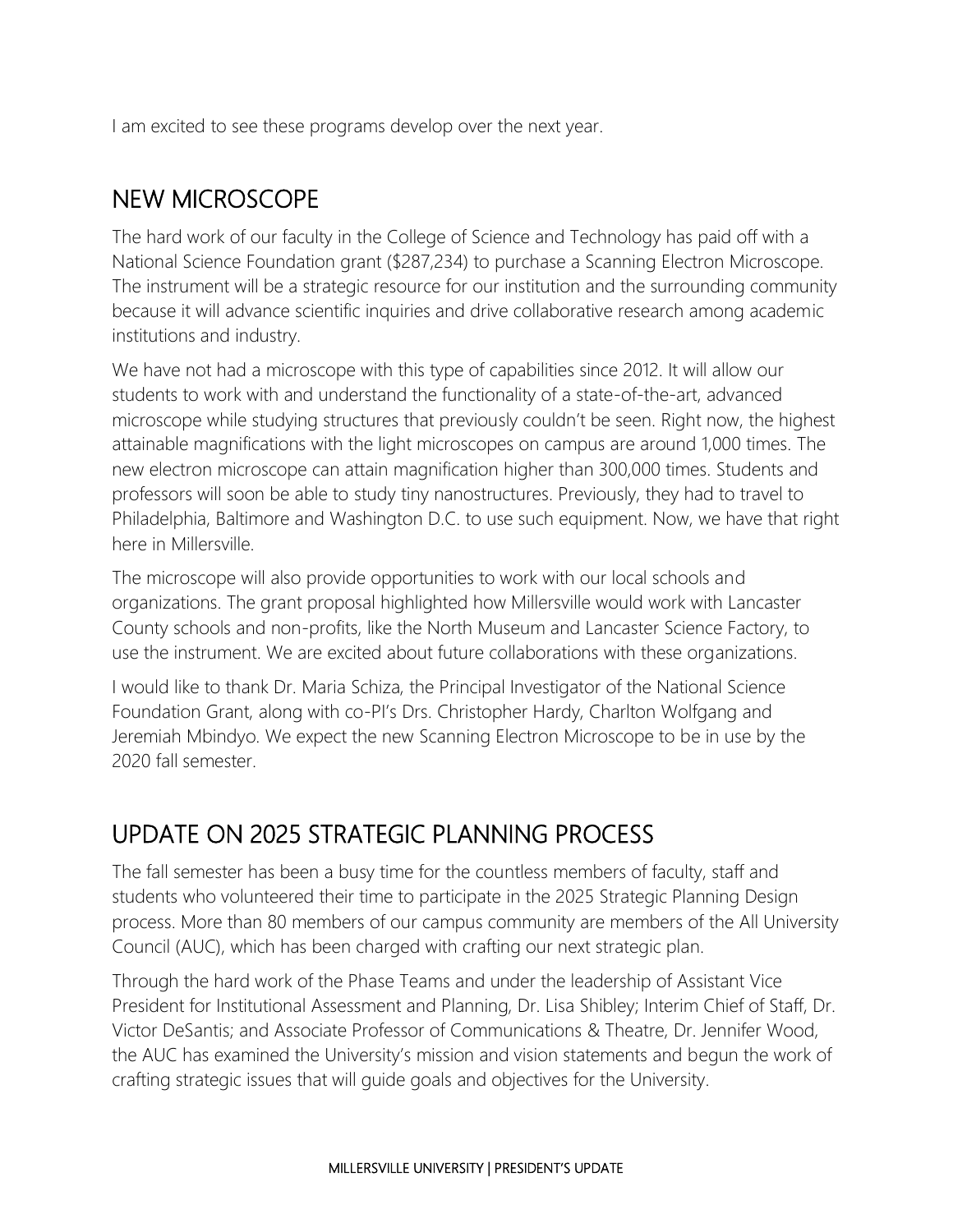I am excited to see these programs develop over the next year.

## NEW MICROSCOPE

The hard work of our faculty in the College of Science and Technology has paid off with a National Science Foundation grant ($287,234) to purchase a Scanning Electron Microscope. The instrument will be a strategic resource for our institution and the surrounding community because it will advance scientific inquiries and drive collaborative research among academic institutions and industry.

We have not had a microscope with this type of capabilities since 2012. It will allow our students to work with and understand the functionality of a state-of-the-art, advanced microscope while studying structures that previously couldn't be seen. Right now, the highest attainable magnifications with the light microscopes on campus are around 1,000 times. The new electron microscope can attain magnification higher than 300,000 times. Students and professors will soon be able to study tiny nanostructures. Previously, they had to travel to Philadelphia, Baltimore and Washington D.C. to use such equipment. Now, we have that right here in Millersville.

The microscope will also provide opportunities to work with our local schools and organizations. The grant proposal highlighted how Millersville would work with Lancaster County schools and non-profits, like the North Museum and Lancaster Science Factory, to use the instrument. We are excited about future collaborations with these organizations.

I would like to thank Dr. Maria Schiza, the Principal Investigator of the National Science Foundation Grant, along with co-PI's Drs. Christopher Hardy, Charlton Wolfgang and Jeremiah Mbindyo. We expect the new Scanning Electron Microscope to be in use by the 2020 fall semester.

## UPDATE ON 2025 STRATEGIC PLANNING PROCESS

The fall semester has been a busy time for the countless members of faculty, staff and students who volunteered their time to participate in the 2025 Strategic Planning Design process. More than 80 members of our campus community are members of the All University Council (AUC), which has been charged with crafting our next strategic plan.

Through the hard work of the Phase Teams and under the leadership of Assistant Vice President for Institutional Assessment and Planning, Dr. Lisa Shibley; Interim Chief of Staff, Dr. Victor DeSantis; and Associate Professor of Communications & Theatre, Dr. Jennifer Wood, the AUC has examined the University's mission and vision statements and begun the work of crafting strategic issues that will guide goals and objectives for the University.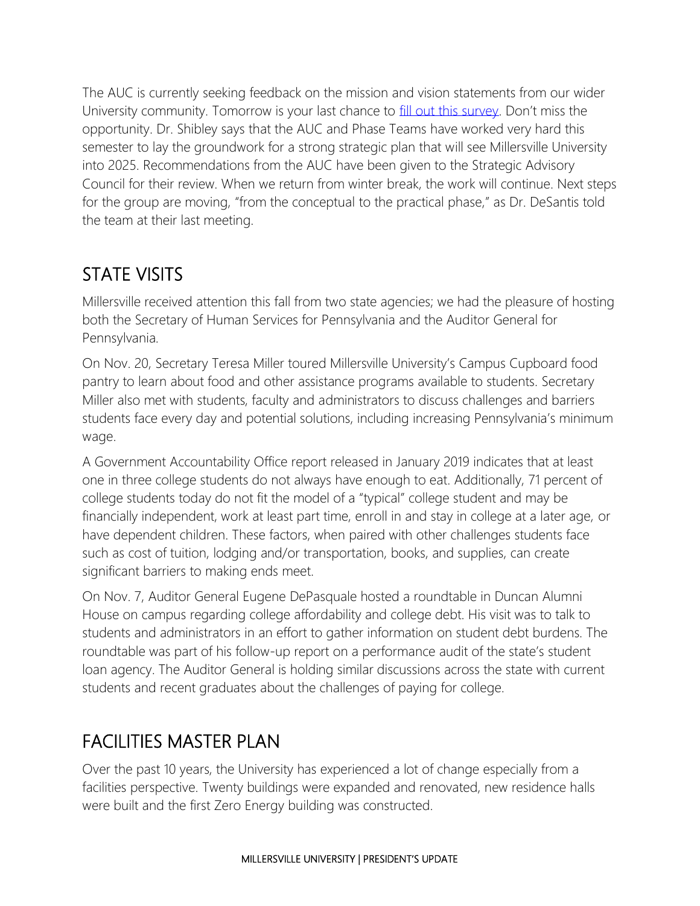The AUC is currently seeking feedback on the mission and vision statements from our wider University community. Tomorrow is your last chance to [fill out this survey](). Don't miss the opportunity. Dr. Shibley says that the AUC and Phase Teams have worked very hard this semester to lay the groundwork for a strong strategic plan that will see Millersville University into 2025. Recommendations from the AUC have been given to the Strategic Advisory Council for their review. When we return from winter break, the work will continue. Next steps for the group are moving, "from the conceptual to the practical phase," as Dr. DeSantis told the team at their last meeting.

## STATE VISITS

Millersville received attention this fall from two state agencies; we had the pleasure of hosting both the Secretary of Human Services for Pennsylvania and the Auditor General for Pennsylvania.

On Nov. 20, Secretary Teresa Miller toured Millersville University's Campus Cupboard food pantry to learn about food and other assistance programs available to students. Secretary Miller also met with students, faculty and administrators to discuss challenges and barriers students face every day and potential solutions, including increasing Pennsylvania's minimum wage.

A Government Accountability Office report released in January 2019 indicates that at least one in three college students do not always have enough to eat. Additionally, 71 percent of college students today do not fit the model of a "typical" college student and may be financially independent, work at least part time, enroll in and stay in college at a later age, or have dependent children. These factors, when paired with other challenges students face such as cost of tuition, lodging and/or transportation, books, and supplies, can create significant barriers to making ends meet.

On Nov. 7, Auditor General Eugene DePasquale hosted a roundtable in Duncan Alumni House on campus regarding college affordability and college debt. His visit was to talk to students and administrators in an effort to gather information on student debt burdens. The roundtable was part of his follow-up report on a performance audit of the state's student loan agency. The Auditor General is holding similar discussions across the state with current students and recent graduates about the challenges of paying for college.

## FACILITIES MASTER PLAN

Over the past 10 years, the University has experienced a lot of change especially from a facilities perspective. Twenty buildings were expanded and renovated, new residence halls were built and the first Zero Energy building was constructed.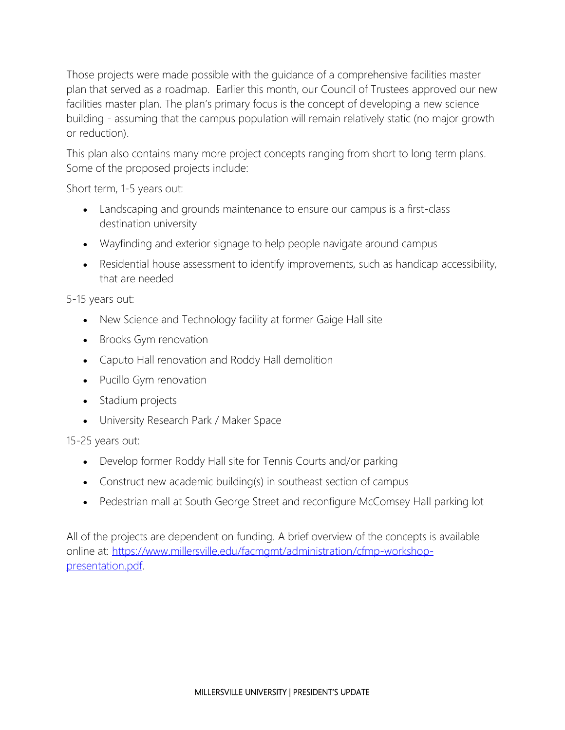Those projects were made possible with the guidance of a comprehensive facilities master plan that served as a roadmap. Earlier this month, our Council of Trustees approved our new facilities master plan. The plan's primary focus is the concept of developing a new science building - assuming that the campus population will remain relatively static (no major growth or reduction).

This plan also contains many more project concepts ranging from short to long term plans. Some of the proposed projects include:

Short term, 1-5 years out:

- Landscaping and grounds maintenance to ensure our campus is a first-class destination university
- Wayfinding and exterior signage to help people navigate around campus
- Residential house assessment to identify improvements, such as handicap accessibility, that are needed

5-15 years out:

- New Science and Technology facility at former Gaige Hall site
- Brooks Gym renovation
- Caputo Hall renovation and Roddy Hall demolition
- Pucillo Gym renovation
- Stadium projects
- University Research Park / Maker Space

15-25 years out:

- Develop former Roddy Hall site for Tennis Courts and/or parking
- Construct new academic building(s) in southeast section of campus
- Pedestrian mall at South George Street and reconfigure McComsey Hall parking lot

All of the projects are dependent on funding. A brief overview of the concepts is available online at: [https://www.millersville.edu/facmgmt/administration/cfmp-workshop-presentation.pdf](https://www.millersville.edu/facmgmt/administration/cfmp-workshop-presentation.pdf).